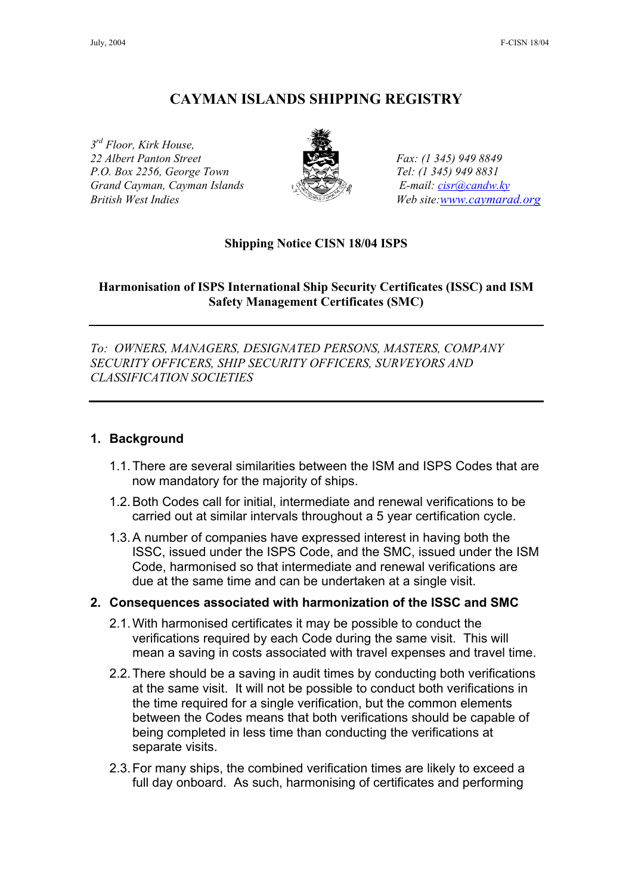# CAYMAN ISLANDS SHIPPING REGISTRY

*3rd Floor, Kirk House,*
*22 Albert Panton Street*
*P.O. Box 2256, George Town*
*Grand Cayman, Cayman Islands*
*British West Indies*

*Fax: (1 345) 949 8849*
*Tel: (1 345) 949 8831*
*E-mail: cisr@candw.ky*
*Web site: www.caymarad.org*

**Shipping Notice CISN 18/04 ISPS**

**Harmonisation of ISPS International Ship Security Certificates (ISSC) and ISM Safety Management Certificates (SMC)**

---

*To: OWNERS, MANAGERS, DESIGNATED PERSONS, MASTERS, COMPANY SECURITY OFFICERS, SHIP SECURITY OFFICERS, SURVEYORS AND CLASSIFICATION SOCIETIES*

---

## 1. Background

1.1. There are several similarities between the ISM and ISPS Codes that are now mandatory for the majority of ships.

1.2. Both Codes call for initial, intermediate and renewal verifications to be carried out at similar intervals throughout a 5 year certification cycle.

1.3. A number of companies have expressed interest in having both the ISSC, issued under the ISPS Code, and the SMC, issued under the ISM Code, harmonised so that intermediate and renewal verifications are due at the same time and can be undertaken at a single visit.

## 2. Consequences associated with harmonization of the ISSC and SMC

2.1. With harmonised certificates it may be possible to conduct the verifications required by each Code during the same visit. This will mean a saving in costs associated with travel expenses and travel time.

2.2. There should be a saving in audit times by conducting both verifications at the same visit. It will not be possible to conduct both verifications in the time required for a single verification, but the common elements between the Codes means that both verifications should be capable of being completed in less time than conducting the verifications at separate visits.

2.3. For many ships, the combined verification times are likely to exceed a full day onboard. As such, harmonising of certificates and performing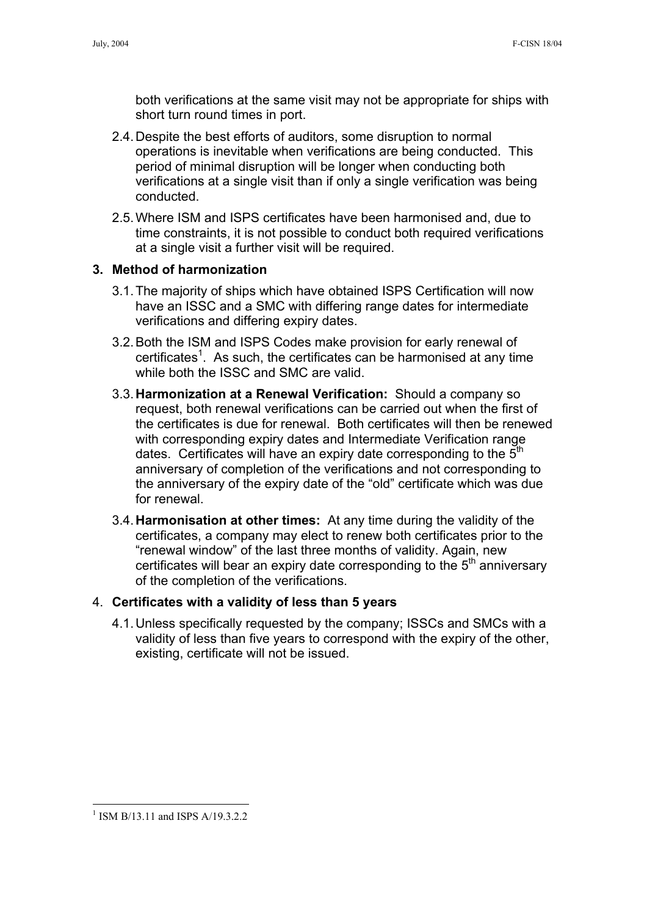both verifications at the same visit may not be appropriate for ships with short turn round times in port.

2.4. Despite the best efforts of auditors, some disruption to normal operations is inevitable when verifications are being conducted. This period of minimal disruption will be longer when conducting both verifications at a single visit than if only a single verification was being conducted.

2.5. Where ISM and ISPS certificates have been harmonised and, due to time constraints, it is not possible to conduct both required verifications at a single visit a further visit will be required.

## 3. Method of harmonization

3.1. The majority of ships which have obtained ISPS Certification will now have an ISSC and a SMC with differing range dates for intermediate verifications and differing expiry dates.

3.2. Both the ISM and ISPS Codes make provision for early renewal of certificates[1]. As such, the certificates can be harmonised at any time while both the ISSC and SMC are valid.

3.3. **Harmonization at a Renewal Verification:** Should a company so request, both renewal verifications can be carried out when the first of the certificates is due for renewal. Both certificates will then be renewed with corresponding expiry dates and Intermediate Verification range dates. Certificates will have an expiry date corresponding to the 5th anniversary of completion of the verifications and not corresponding to the anniversary of the expiry date of the "old" certificate which was due for renewal.

3.4. **Harmonisation at other times:** At any time during the validity of the certificates, a company may elect to renew both certificates prior to the "renewal window" of the last three months of validity. Again, new certificates will bear an expiry date corresponding to the 5th anniversary of the completion of the verifications.

## 4. Certificates with a validity of less than 5 years

4.1. Unless specifically requested by the company; ISSCs and SMCs with a validity of less than five years to correspond with the expiry of the other, existing, certificate will not be issued.

[1] ISM B/13.11 and ISPS A/19.3.2.2